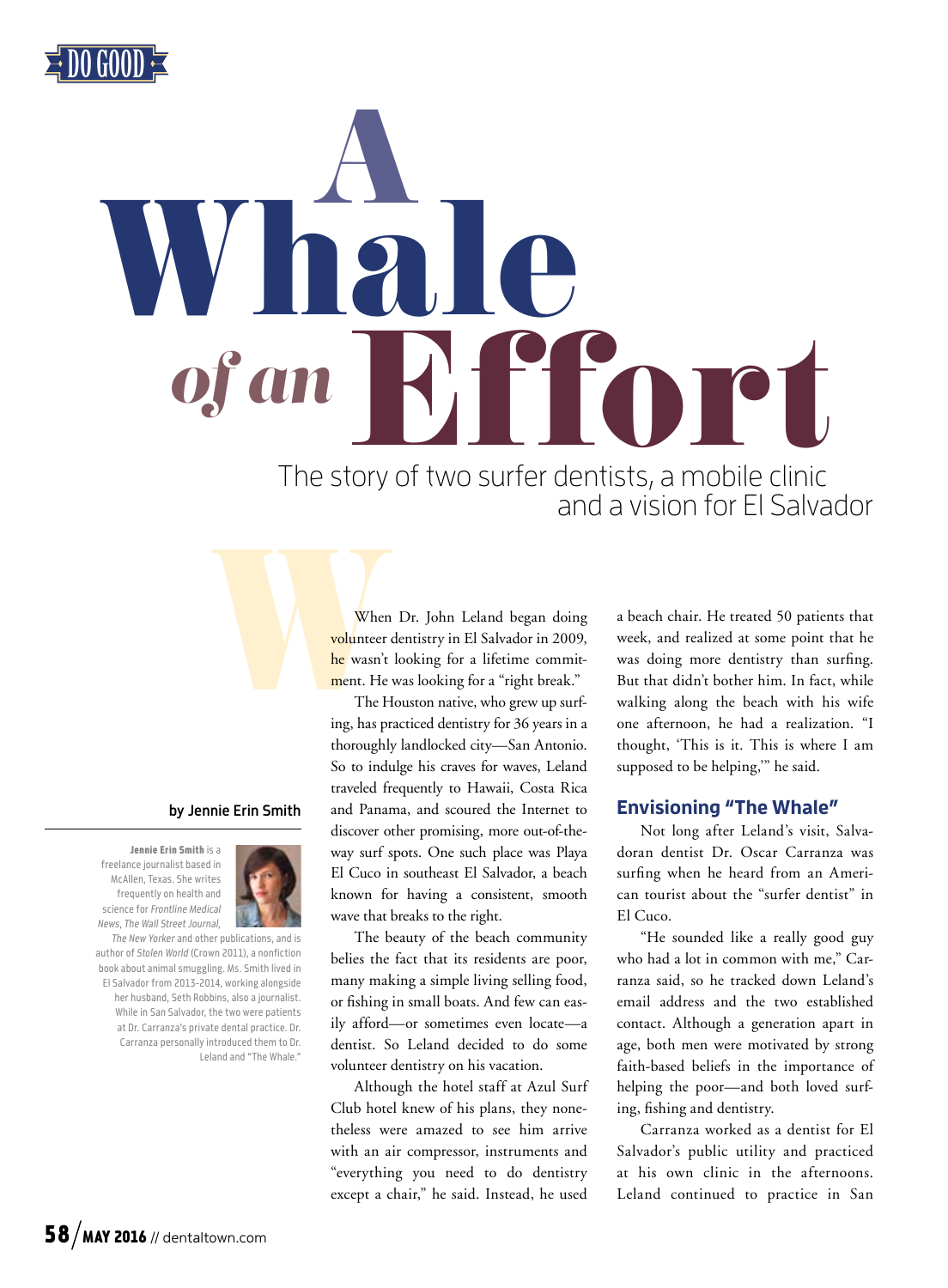DO GOOD

# A Whale *of an* Effort

The story of two surfer dentists, a mobile clinic and a vision for El Salvador

by Jennie Erin Smith

**Jennie Erin Smith** is a freelance journalist based in McAllen, Texas. She writes frequently on health and science for *Frontline Medical News*, *The Wall Street Journal*, *The New Yorker* and other publications, and is author of *Stolen World* (Crown 2011), a nonfiction book about animal smuggling. Ms. Smith lived in El Salvador from 2013-2014, working alongside her husband, Seth Robbins, also a journalist. While in San Salvador, the two were patients at Dr. Carranza's private dental practice. Dr. Carranza personally introduced them to Dr. Leland and "The Whale."

When Dr. John Leland began doing volunteer dentistry in El Salvador in 2009, he wasn't looking for a lifetime commitment. He was looking for a "right break."

The Houston native, who grew up surfing, has practiced dentistry for 36 years in a thoroughly landlocked city—San Antonio. So to indulge his craves for waves, Leland traveled frequently to Hawaii, Costa Rica and Panama, and scoured the Internet to discover other promising, more out-of-the-way surf spots. One such place was Playa El Cuco in southeast El Salvador, a beach known for having a consistent, smooth wave that breaks to the right.

The beauty of the beach community belies the fact that its residents are poor, many making a simple living selling food, or fishing in small boats. And few can easily afford—or sometimes even locate—a dentist. So Leland decided to do some volunteer dentistry on his vacation.

Although the hotel staff at Azul Surf Club hotel knew of his plans, they nonetheless were amazed to see him arrive with an air compressor, instruments and "everything you need to do dentistry except a chair," he said. Instead, he used a beach chair. He treated 50 patients that week, and realized at some point that he was doing more dentistry than surfing. But that didn't bother him. In fact, while walking along the beach with his wife one afternoon, he had a realization. "I thought, 'This is it. This is where I am supposed to be helping,'" he said.

## Envisioning "The Whale"

Not long after Leland's visit, Salvadoran dentist Dr. Oscar Carranza was surfing when he heard from an American tourist about the "surfer dentist" in El Cuco.

"He sounded like a really good guy who had a lot in common with me," Carranza said, so he tracked down Leland's email address and the two established contact. Although a generation apart in age, both men were motivated by strong faith-based beliefs in the importance of helping the poor—and both loved surfing, fishing and dentistry.

Carranza worked as a dentist for El Salvador's public utility and practiced at his own clinic in the afternoons. Leland continued to practice in San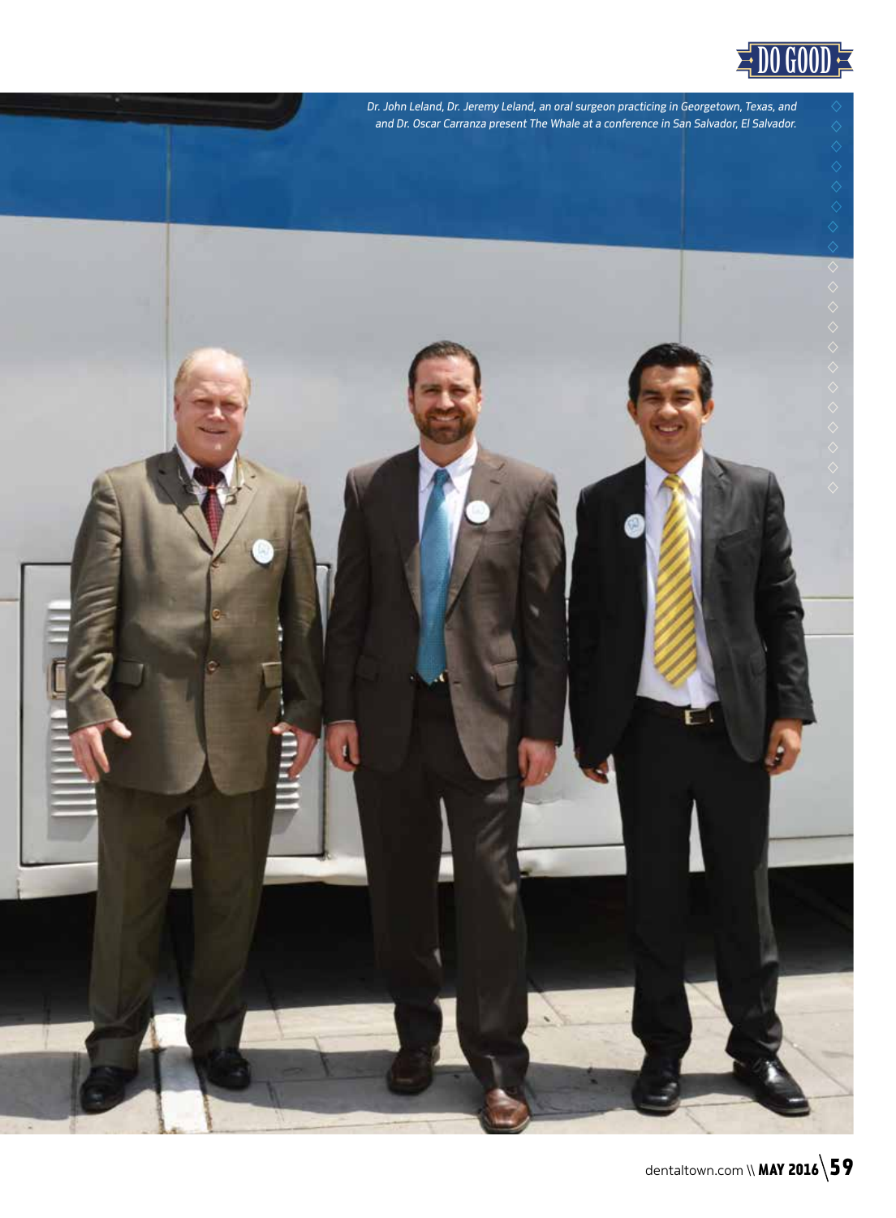*Dr. John Leland, Dr. Jeremy Leland, an oral surgeon practicing in Georgetown, Texas, and and Dr. Oscar Carranza present The Whale at a conference in San Salvador, El Salvador.*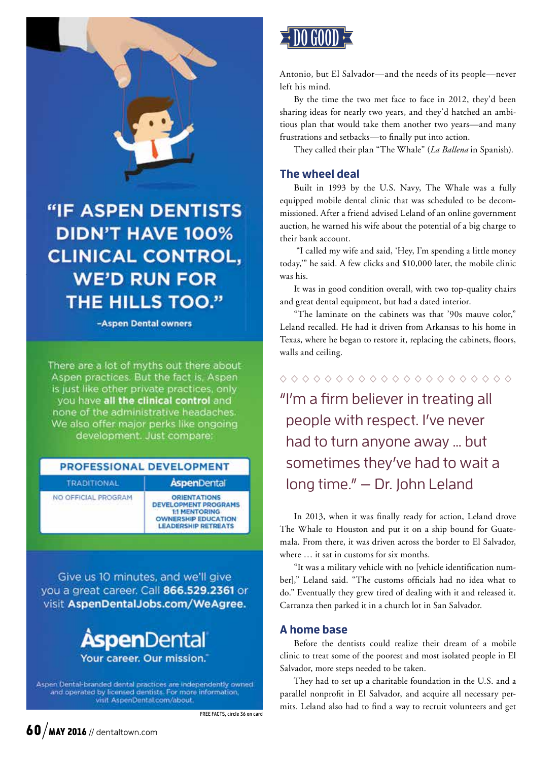## “IF ASPEN DENTISTS DIDN’T HAVE 100% CLINICAL CONTROL, WE’D RUN FOR THE HILLS TOO.”

-Aspen Dental owners

There are a lot of myths out there about Aspen practices. But the fact is, Aspen is just like other private practices, only you have **all the clinical control** and none of the administrative headaches. We also offer major perks like ongoing development. Just compare:

| PROFESSIONAL DEVELOPMENT | |
|---|---|
| TRADITIONAL | AspenDental |
| NO OFFICIAL PROGRAM | ORIENTATIONS<br>DEVELOPMENT PROGRAMS<br>1:1 MENTORING<br>OWNERSHIP EDUCATION<br>LEADERSHIP RETREATS |

Give us 10 minutes, and we’ll give you a great career. Call **866.529.2361** or visit **AspenDentalJobs.com/WeAgree.**

**AspenDental**
Your career. Our mission.

Aspen Dental-branded dental practices are independently owned and operated by licensed dentists. For more information, visit AspenDental.com/about.

FREE FACTS, circle 36 on card

DO GOOD

Antonio, but El Salvador—and the needs of its people—never left his mind.

By the time the two met face to face in 2012, they’d been sharing ideas for nearly two years, and they’d hatched an ambitious plan that would take them another two years—and many frustrations and setbacks—to finally put into action.

They called their plan “The Whale” (*La Ballena* in Spanish).

## The wheel deal

Built in 1993 by the U.S. Navy, The Whale was a fully equipped mobile dental clinic that was scheduled to be decommissioned. After a friend advised Leland of an online government auction, he warned his wife about the potential of a big charge to their bank account.

“I called my wife and said, ‘Hey, I’m spending a little money today,’” he said. A few clicks and $10,000 later, the mobile clinic was his.

It was in good condition overall, with two top-quality chairs and great dental equipment, but had a dated interior.

“The laminate on the cabinets was that ’90s mauve color,” Leland recalled. He had it driven from Arkansas to his home in Texas, where he began to restore it, replacing the cabinets, floors, walls and ceiling.

> “I’m a firm believer in treating all people with respect. I’ve never had to turn anyone away … but sometimes they’ve had to wait a long time.” – Dr. John Leland

In 2013, when it was finally ready for action, Leland drove The Whale to Houston and put it on a ship bound for Guatemala. From there, it was driven across the border to El Salvador, where … it sat in customs for six months.

“It was a military vehicle with no [vehicle identification number],” Leland said. “The customs officials had no idea what to do.” Eventually they grew tired of dealing with it and released it. Carranza then parked it in a church lot in San Salvador.

## A home base

Before the dentists could realize their dream of a mobile clinic to treat some of the poorest and most isolated people in El Salvador, more steps needed to be taken.

They had to set up a charitable foundation in the U.S. and a parallel nonprofit in El Salvador, and acquire all necessary permits. Leland also had to find a way to recruit volunteers and get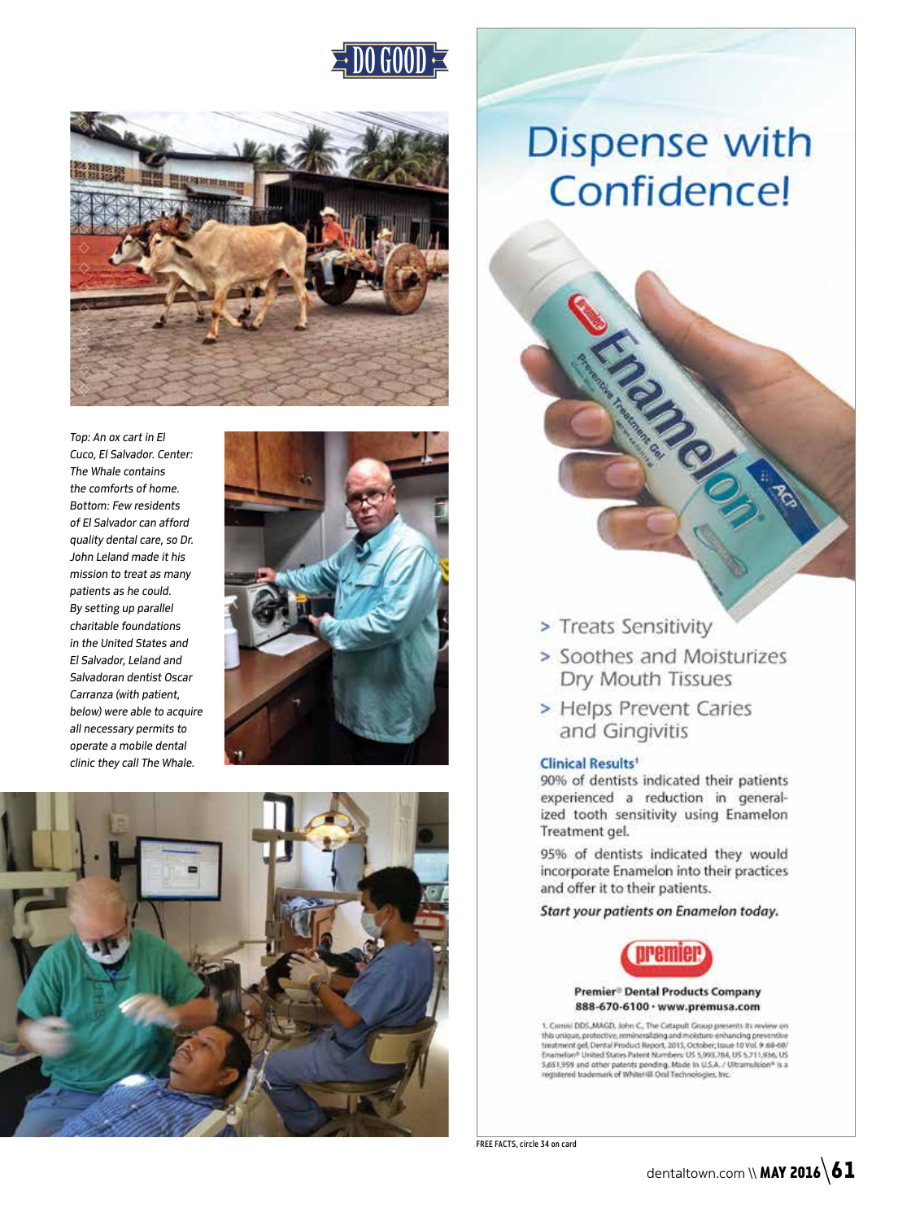DO GOOD

*Top: An ox cart in El Cuco, El Salvador. Center: The Whale contains the comforts of home. Bottom: Few residents of El Salvador can afford quality dental care, so Dr. John Leland made it his mission to treat as many patients as he could. By setting up parallel charitable foundations in the United States and El Salvador, Leland and Salvadoran dentist Oscar Carranza (with patient, below) were able to acquire all necessary permits to operate a mobile dental clinic they call The Whale.*

# Dispense with Confidence!

- Treats Sensitivity
- Soothes and Moisturizes Dry Mouth Tissues
- Helps Prevent Caries and Gingivitis

**Clinical Results**[1]

90% of dentists indicated their patients experienced a reduction in generalized tooth sensitivity using Enamelon Treatment gel.

95% of dentists indicated they would incorporate Enamelon into their practices and offer it to their patients.

***Start your patients on Enamelon today.***

**Premier® Dental Products Company**
**888-670-6100 · www.premusa.com**

1. Comisi DDS, MAGD, John C., The Catapult Group presents its review on this unique, protective, remineralizing and moisture-enhancing preventive treatment gel, Dental Product Report, 2015, October; Issue 10 Vol. 9: 68-69/ Enamelon® United States Patent Numbers: US 5,993,784, US 5,711,936, US 5,651,959 and other patents pending. Made in U.S.A. / Ultramulsion® is a registered trademark of WhiteHill Oral Technologies, Inc.

FREE FACTS, circle 34 on card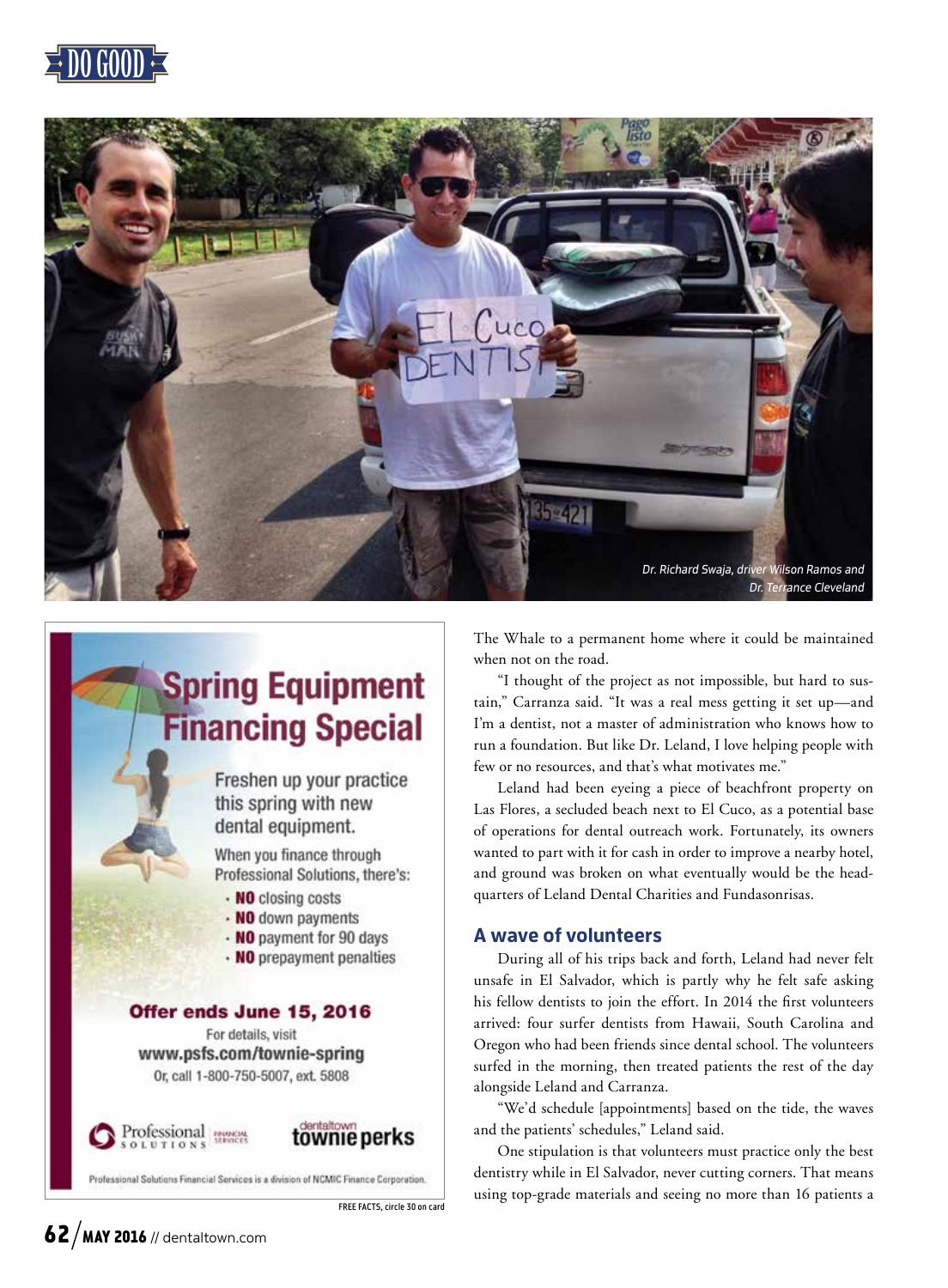Dr. Richard Swaja, driver Wilson Ramos and Dr. Terrance Cleveland

The Whale to a permanent home where it could be maintained when not on the road.

"I thought of the project as not impossible, but hard to sustain," Carranza said. "It was a real mess getting it set up—and I'm a dentist, not a master of administration who knows how to run a foundation. But like Dr. Leland, I love helping people with few or no resources, and that's what motivates me."

Leland had been eyeing a piece of beachfront property on Las Flores, a secluded beach next to El Cuco, as a potential base of operations for dental outreach work. Fortunately, its owners wanted to part with it for cash in order to improve a nearby hotel, and ground was broken on what eventually would be the headquarters of Leland Dental Charities and Fundasonrisas.

## A wave of volunteers

During all of his trips back and forth, Leland had never felt unsafe in El Salvador, which is partly why he felt safe asking his fellow dentists to join the effort. In 2014 the first volunteers arrived: four surfer dentists from Hawaii, South Carolina and Oregon who had been friends since dental school. The volunteers surfed in the morning, then treated patients the rest of the day alongside Leland and Carranza.

"We'd schedule [appointments] based on the tide, the waves and the patients' schedules," Leland said.

One stipulation is that volunteers must practice only the best dentistry while in El Salvador, never cutting corners. That means using top-grade materials and seeing no more than 16 patients a

---

**Spring Equipment Financing Special**

Freshen up your practice this spring with new dental equipment.

When you finance through Professional Solutions, there's:

- **NO** closing costs
- **NO** down payments
- **NO** payment for 90 days
- **NO** prepayment penalties

**Offer ends June 15, 2016**

For details, visit
www.psfs.com/townie-spring
Or, call 1-800-750-5007, ext. 5808

Professional Solutions Financial Services | dentaltown townie perks

Professional Solutions Financial Services is a division of NCMIC Finance Corporation.

FREE FACTS, circle 30 on card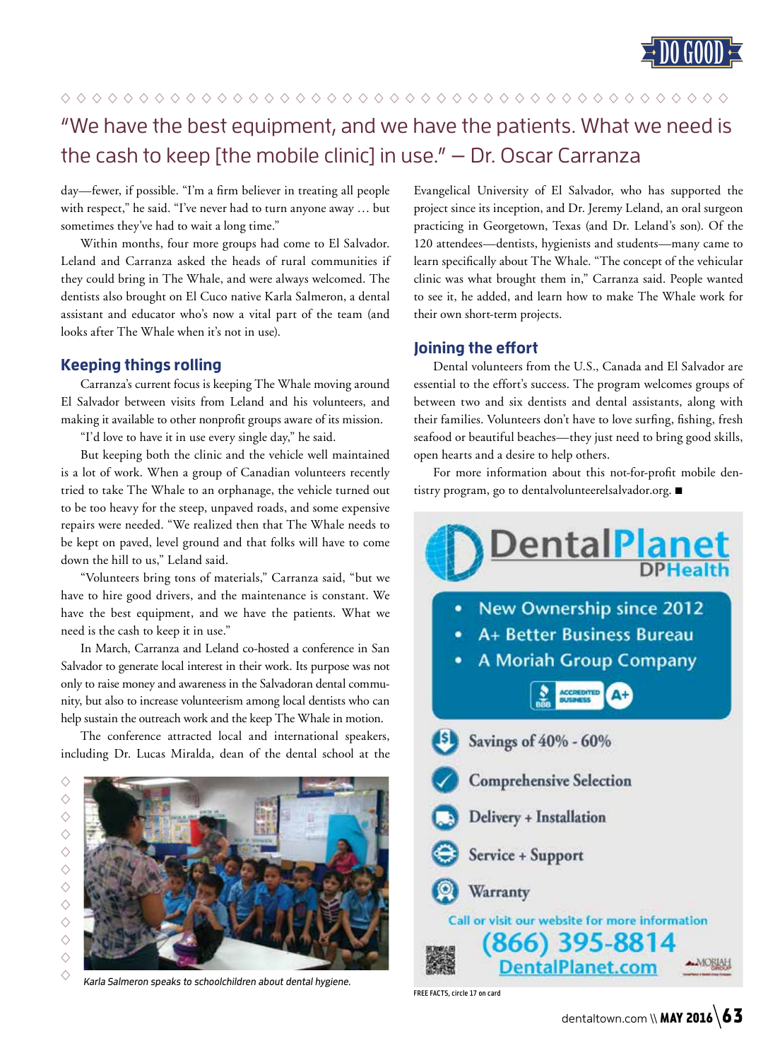"We have the best equipment, and we have the patients. What we need is the cash to keep [the mobile clinic] in use." — Dr. Oscar Carranza

day—fewer, if possible. "I'm a firm believer in treating all people with respect," he said. "I've never had to turn anyone away … but sometimes they've had to wait a long time."

Within months, four more groups had come to El Salvador. Leland and Carranza asked the heads of rural communities if they could bring in The Whale, and were always welcomed. The dentists also brought on El Cuco native Karla Salmeron, a dental assistant and educator who's now a vital part of the team (and looks after The Whale when it's not in use).

## Keeping things rolling

Carranza's current focus is keeping The Whale moving around El Salvador between visits from Leland and his volunteers, and making it available to other nonprofit groups aware of its mission.

"I'd love to have it in use every single day," he said.

But keeping both the clinic and the vehicle well maintained is a lot of work. When a group of Canadian volunteers recently tried to take The Whale to an orphanage, the vehicle turned out to be too heavy for the steep, unpaved roads, and some expensive repairs were needed. "We realized then that The Whale needs to be kept on paved, level ground and that folks will have to come down the hill to us," Leland said.

"Volunteers bring tons of materials," Carranza said, "but we have to hire good drivers, and the maintenance is constant. We have the best equipment, and we have the patients. What we need is the cash to keep it in use."

In March, Carranza and Leland co-hosted a conference in San Salvador to generate local interest in their work. Its purpose was not only to raise money and awareness in the Salvadoran dental community, but also to increase volunteerism among local dentists who can help sustain the outreach work and the keep The Whale in motion.

The conference attracted local and international speakers, including Dr. Lucas Miralda, dean of the dental school at the Evangelical University of El Salvador, who has supported the project since its inception, and Dr. Jeremy Leland, an oral surgeon practicing in Georgetown, Texas (and Dr. Leland's son). Of the 120 attendees—dentists, hygienists and students—many came to learn specifically about The Whale. "The concept of the vehicular clinic was what brought them in," Carranza said. People wanted to see it, he added, and learn how to make The Whale work for their own short-term projects.

*Karla Salmeron speaks to schoolchildren about dental hygiene.*

## Joining the effort

Dental volunteers from the U.S., Canada and El Salvador are essential to the effort's success. The program welcomes groups of between two and six dentists and dental assistants, along with their families. Volunteers don't have to love surfing, fishing, fresh seafood or beautiful beaches—they just need to bring good skills, open hearts and a desire to help others.

For more information about this not-for-profit mobile dentistry program, go to dentalvolunteerelsalvador.org. ■

DentalPlanet
DPHealth

- New Ownership since 2012
- A+ Better Business Bureau
- A Moriah Group Company

Savings of 40% - 60%
Comprehensive Selection
Delivery + Installation
Service + Support
Warranty

Call or visit our website for more information
(866) 395-8814
DentalPlanet.com

FREE FACTS, circle 17 on card